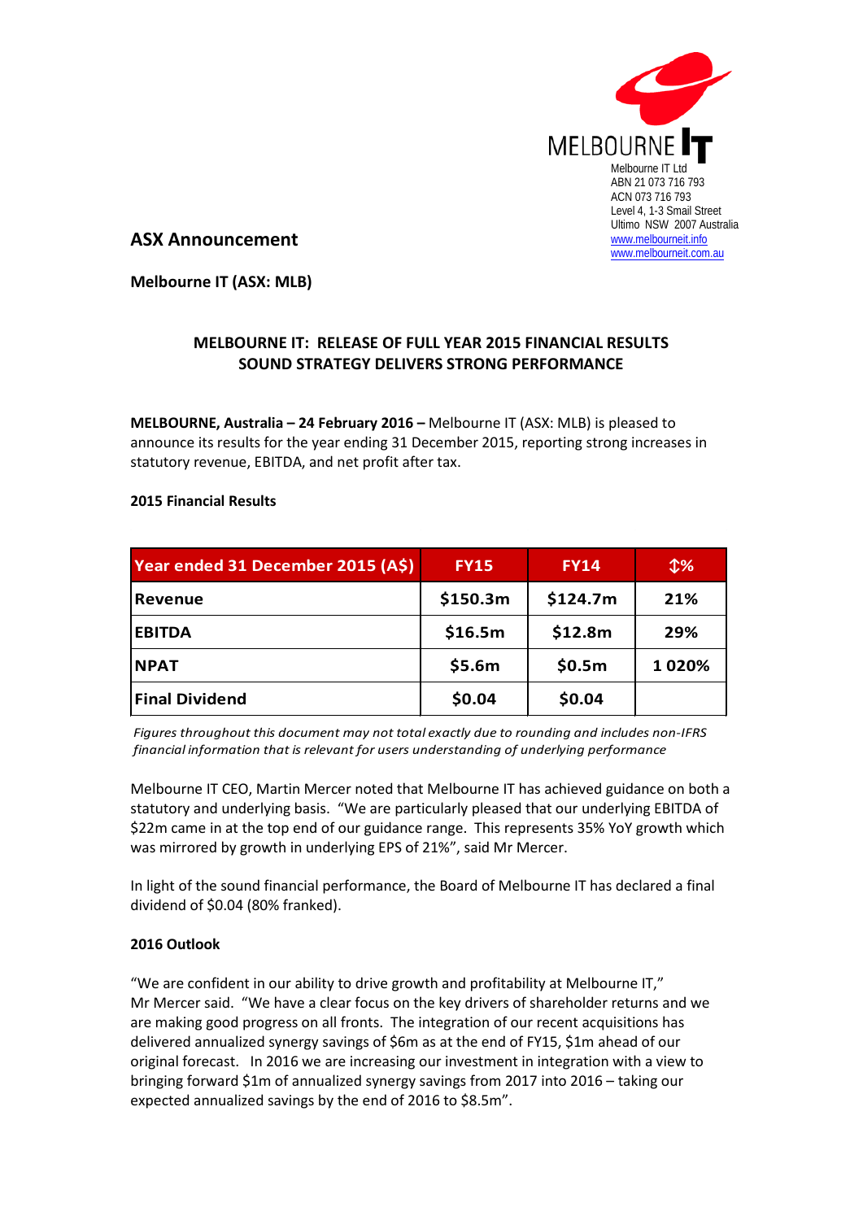MELBOURNE IT

Melbourne IT Ltd
ABN 21 073 716 793
ACN 073 716 793
Level 4, 1-3 Smail Street
Ultimo NSW 2007 Australia
www.melbourneit.info
www.melbourneit.com.au

## ASX Announcement

**Melbourne IT (ASX: MLB)**

### MELBOURNE IT: RELEASE OF FULL YEAR 2015 FINANCIAL RESULTS SOUND STRATEGY DELIVERS STRONG PERFORMANCE

**MELBOURNE, Australia – 24 February 2016 –** Melbourne IT (ASX: MLB) is pleased to announce its results for the year ending 31 December 2015, reporting strong increases in statutory revenue, EBITDA, and net profit after tax.

**2015 Financial Results**

| Year ended 31 December 2015 (A$) | FY15 | FY14 | ↕% |
|---|---|---|---|
| Revenue | $150.3m | $124.7m | 21% |
| EBITDA | $16.5m | $12.8m | 29% |
| NPAT | $5.6m | $0.5m | 1 020% |
| Final Dividend | $0.04 | $0.04 | |

*Figures throughout this document may not total exactly due to rounding and includes non-IFRS financial information that is relevant for users understanding of underlying performance*

Melbourne IT CEO, Martin Mercer noted that Melbourne IT has achieved guidance on both a statutory and underlying basis. "We are particularly pleased that our underlying EBITDA of $22m came in at the top end of our guidance range. This represents 35% YoY growth which was mirrored by growth in underlying EPS of 21%", said Mr Mercer.

In light of the sound financial performance, the Board of Melbourne IT has declared a final dividend of $0.04 (80% franked).

**2016 Outlook**

"We are confident in our ability to drive growth and profitability at Melbourne IT," Mr Mercer said. "We have a clear focus on the key drivers of shareholder returns and we are making good progress on all fronts. The integration of our recent acquisitions has delivered annualized synergy savings of $6m as at the end of FY15, $1m ahead of our original forecast. In 2016 we are increasing our investment in integration with a view to bringing forward $1m of annualized synergy savings from 2017 into 2016 – taking our expected annualized savings by the end of 2016 to $8.5m".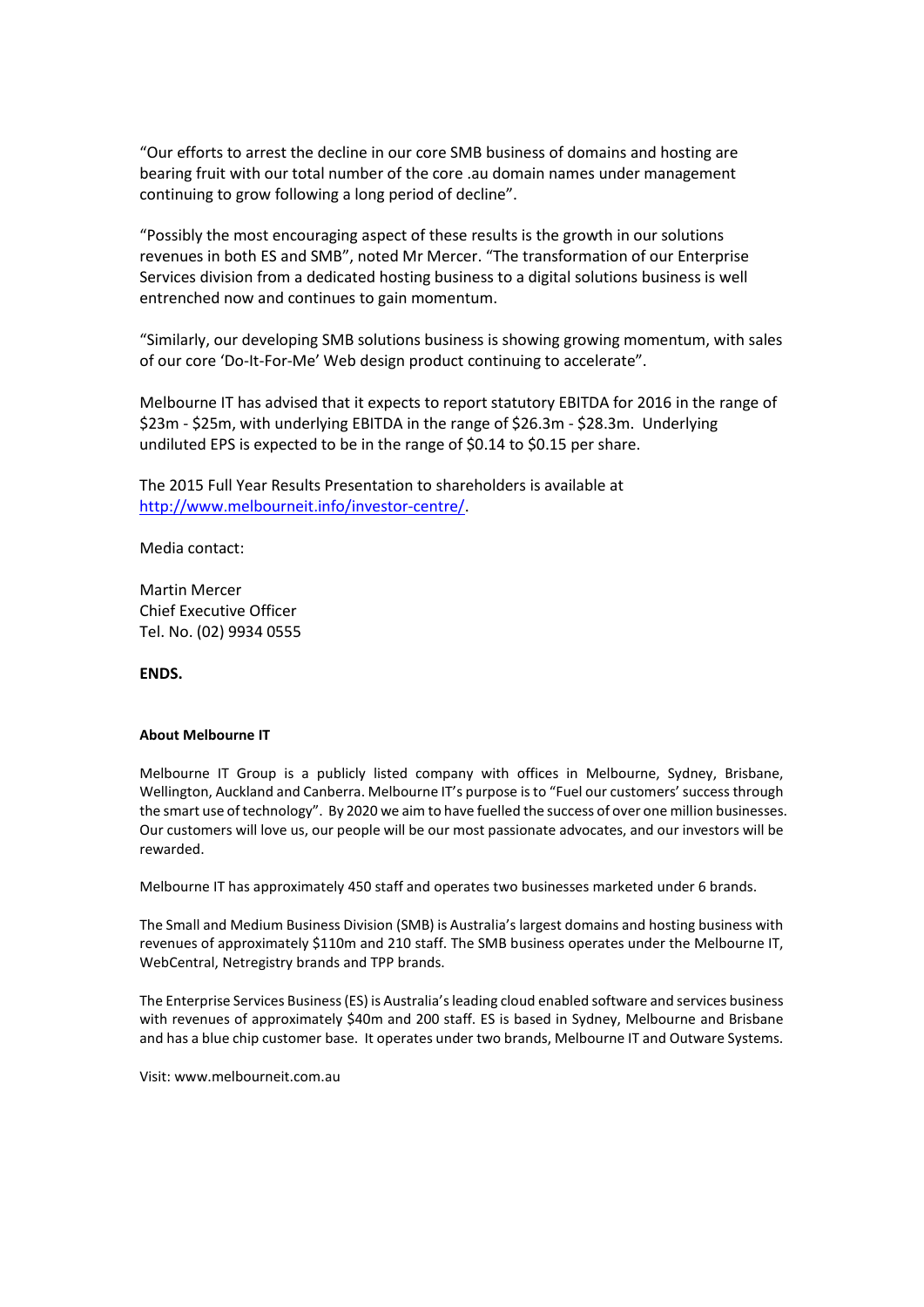"Our efforts to arrest the decline in our core SMB business of domains and hosting are bearing fruit with our total number of the core .au domain names under management continuing to grow following a long period of decline".

"Possibly the most encouraging aspect of these results is the growth in our solutions revenues in both ES and SMB", noted Mr Mercer. "The transformation of our Enterprise Services division from a dedicated hosting business to a digital solutions business is well entrenched now and continues to gain momentum.

"Similarly, our developing SMB solutions business is showing growing momentum, with sales of our core 'Do-It-For-Me' Web design product continuing to accelerate".

Melbourne IT has advised that it expects to report statutory EBITDA for 2016 in the range of $23m - $25m, with underlying EBITDA in the range of $26.3m - $28.3m. Underlying undiluted EPS is expected to be in the range of $0.14 to $0.15 per share.

The 2015 Full Year Results Presentation to shareholders is available at [http://www.melbourneit.info/investor-centre/](http://www.melbourneit.info/investor-centre/).

Media contact:

Martin Mercer
Chief Executive Officer
Tel. No. (02) 9934 0555

**ENDS.**

**About Melbourne IT**

Melbourne IT Group is a publicly listed company with offices in Melbourne, Sydney, Brisbane, Wellington, Auckland and Canberra. Melbourne IT's purpose is to "Fuel our customers' success through the smart use of technology". By 2020 we aim to have fuelled the success of over one million businesses. Our customers will love us, our people will be our most passionate advocates, and our investors will be rewarded.

Melbourne IT has approximately 450 staff and operates two businesses marketed under 6 brands.

The Small and Medium Business Division (SMB) is Australia's largest domains and hosting business with revenues of approximately $110m and 210 staff. The SMB business operates under the Melbourne IT, WebCentral, Netregistry brands and TPP brands.

The Enterprise Services Business (ES) is Australia's leading cloud enabled software and services business with revenues of approximately $40m and 200 staff. ES is based in Sydney, Melbourne and Brisbane and has a blue chip customer base. It operates under two brands, Melbourne IT and Outware Systems.

Visit: www.melbourneit.com.au